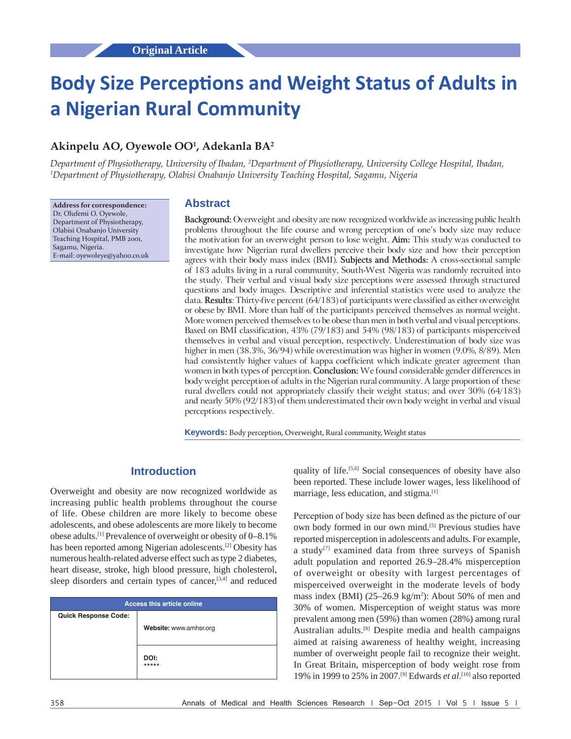Original Article

# Body Size Perceptions and Weight Status of Adults in a Nigerian Rural Community

**Akinpelu AO, Oyewole OO[1], Adekanla BA[2]**

*Department of Physiotherapy, University of Ibadan, [2]Department of Physiotherapy, University College Hospital, Ibadan, [1]Department of Physiotherapy, Olabisi Onabanjo University Teaching Hospital, Sagamu, Nigeria*

**Address for correspondence:**
Dr. Olufemi O. Oyewole,
Department of Physiotherapy,
Olabisi Onabanjo University
Teaching Hospital, PMB 2001,
Sagamu, Nigeria.
E-mail: oyewoleye@yahoo.co.uk

## Abstract

**Background:** Overweight and obesity are now recognized worldwide as increasing public health problems throughout the life course and wrong perception of one's body size may reduce the motivation for an overweight person to lose weight. **Aim:** This study was conducted to investigate how Nigerian rural dwellers perceive their body size and how their perception agrees with their body mass index (BMI). **Subjects and Methods:** A cross-sectional sample of 183 adults living in a rural community, South-West Nigeria was randomly recruited into the study. Their verbal and visual body size perceptions were assessed through structured questions and body images. Descriptive and inferential statistics were used to analyze the data. **Results**: Thirty-five percent (64/183) of participants were classified as either overweight or obese by BMI. More than half of the participants perceived themselves as normal weight. More women perceived themselves to be obese than men in both verbal and visual perceptions. Based on BMI classification, 43% (79/183) and 54% (98/183) of participants misperceived themselves in verbal and visual perception, respectively. Underestimation of body size was higher in men (38.3%, 36/94) while overestimation was higher in women (9.0%, 8/89). Men had consistently higher values of kappa coefficient which indicate greater agreement than women in both types of perception. **Conclusion:** We found considerable gender differences in body weight perception of adults in the Nigerian rural community. A large proportion of these rural dwellers could not appropriately classify their weight status; and over 30% (64/183) and nearly 50% (92/183) of them underestimated their own body weight in verbal and visual perceptions respectively.

**Keywords:** Body perception, Overweight, Rural community, Weight status

## Introduction

Overweight and obesity are now recognized worldwide as increasing public health problems throughout the course of life. Obese children are more likely to become obese adolescents, and obese adolescents are more likely to become obese adults.[1] Prevalence of overweight or obesity of 0–8.1% has been reported among Nigerian adolescents.[2] Obesity has numerous health-related adverse effect such as type 2 diabetes, heart disease, stroke, high blood pressure, high cholesterol, sleep disorders and certain types of cancer,[3,4] and reduced quality of life.[5,6] Social consequences of obesity have also been reported. These include lower wages, less likelihood of marriage, less education, and stigma.[1]

| Access this article online | |
|---|---|
| Quick Response Code: | Website: www.amhsr.org |
| | DOI: ***** |

Perception of body size has been defined as the picture of our own body formed in our own mind.[5] Previous studies have reported misperception in adolescents and adults. For example, a study[7] examined data from three surveys of Spanish adult population and reported 26.9–28.4% misperception of overweight or obesity with largest percentages of misperceived overweight in the moderate levels of body mass index (BMI) (25–26.9 kg/m$^2$): About 50% of men and 30% of women. Misperception of weight status was more prevalent among men (59%) than women (28%) among rural Australian adults.[8] Despite media and health campaigns aimed at raising awareness of healthy weight, increasing number of overweight people fail to recognize their weight. In Great Britain, misperception of body weight rose from 19% in 1999 to 25% in 2007.[9] Edwards *et al*.[10] also reported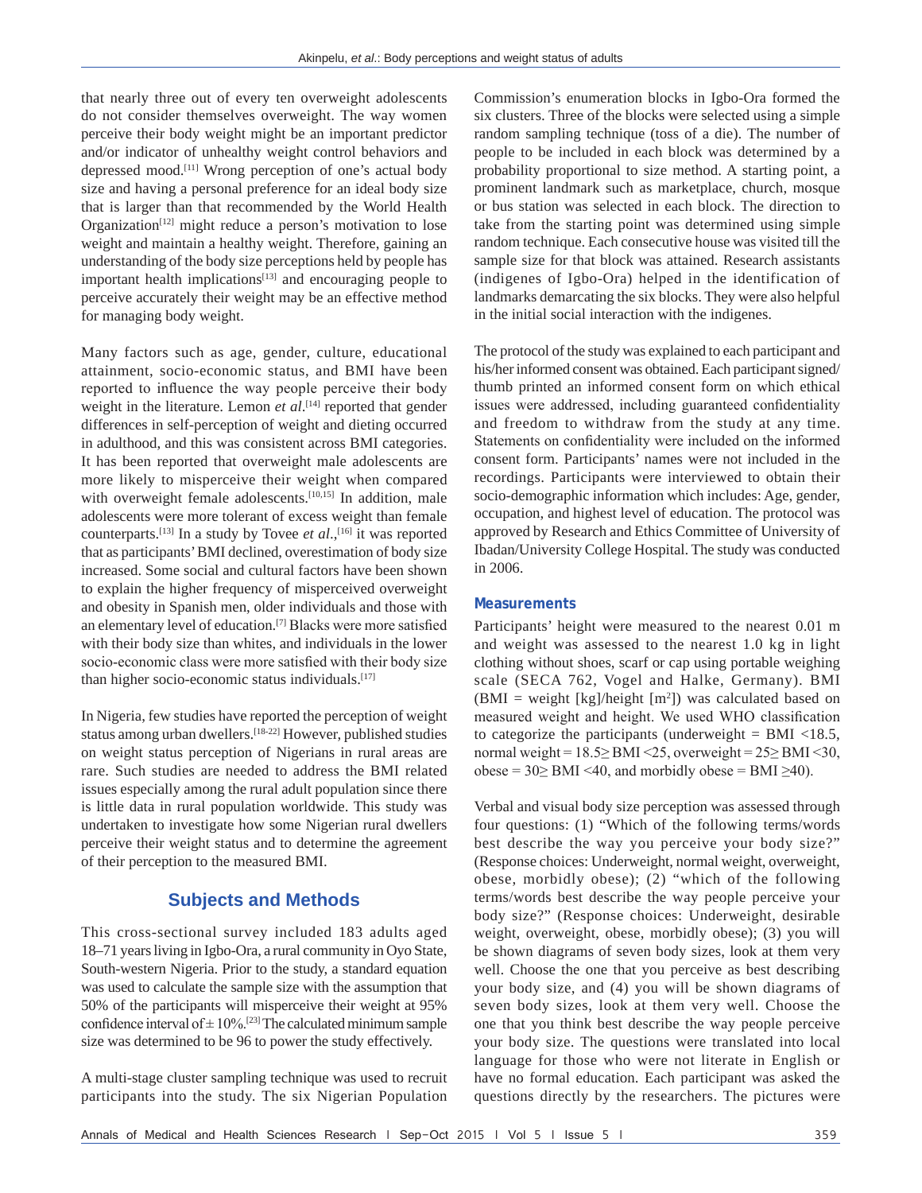that nearly three out of every ten overweight adolescents do not consider themselves overweight. The way women perceive their body weight might be an important predictor and/or indicator of unhealthy weight control behaviors and depressed mood.[11] Wrong perception of one's actual body size and having a personal preference for an ideal body size that is larger than that recommended by the World Health Organization[12] might reduce a person's motivation to lose weight and maintain a healthy weight. Therefore, gaining an understanding of the body size perceptions held by people has important health implications[13] and encouraging people to perceive accurately their weight may be an effective method for managing body weight.

Many factors such as age, gender, culture, educational attainment, socio-economic status, and BMI have been reported to influence the way people perceive their body weight in the literature. Lemon *et al*.[14] reported that gender differences in self-perception of weight and dieting occurred in adulthood, and this was consistent across BMI categories. It has been reported that overweight male adolescents are more likely to misperceive their weight when compared with overweight female adolescents.[10,15] In addition, male adolescents were more tolerant of excess weight than female counterparts.[13] In a study by Tovee *et al*.,[16] it was reported that as participants' BMI declined, overestimation of body size increased. Some social and cultural factors have been shown to explain the higher frequency of misperceived overweight and obesity in Spanish men, older individuals and those with an elementary level of education.[7] Blacks were more satisfied with their body size than whites, and individuals in the lower socio-economic class were more satisfied with their body size than higher socio-economic status individuals.[17]

In Nigeria, few studies have reported the perception of weight status among urban dwellers.[18-22] However, published studies on weight status perception of Nigerians in rural areas are rare. Such studies are needed to address the BMI related issues especially among the rural adult population since there is little data in rural population worldwide. This study was undertaken to investigate how some Nigerian rural dwellers perceive their weight status and to determine the agreement of their perception to the measured BMI.

## Subjects and Methods

This cross-sectional survey included 183 adults aged 18–71 years living in Igbo-Ora, a rural community in Oyo State, South-western Nigeria. Prior to the study, a standard equation was used to calculate the sample size with the assumption that 50% of the participants will misperceive their weight at 95% confidence interval of $\pm$ 10%.[23] The calculated minimum sample size was determined to be 96 to power the study effectively.

A multi-stage cluster sampling technique was used to recruit participants into the study. The six Nigerian Population Commission's enumeration blocks in Igbo-Ora formed the six clusters. Three of the blocks were selected using a simple random sampling technique (toss of a die). The number of people to be included in each block was determined by a probability proportional to size method. A starting point, a prominent landmark such as marketplace, church, mosque or bus station was selected in each block. The direction to take from the starting point was determined using simple random technique. Each consecutive house was visited till the sample size for that block was attained. Research assistants (indigenes of Igbo-Ora) helped in the identification of landmarks demarcating the six blocks. They were also helpful in the initial social interaction with the indigenes.

The protocol of the study was explained to each participant and his/her informed consent was obtained. Each participant signed/thumb printed an informed consent form on which ethical issues were addressed, including guaranteed confidentiality and freedom to withdraw from the study at any time. Statements on confidentiality were included on the informed consent form. Participants' names were not included in the recordings. Participants were interviewed to obtain their socio-demographic information which includes: Age, gender, occupation, and highest level of education. The protocol was approved by Research and Ethics Committee of University of Ibadan/University College Hospital. The study was conducted in 2006.

### Measurements

Participants' height were measured to the nearest 0.01 m and weight was assessed to the nearest 1.0 kg in light clothing without shoes, scarf or cap using portable weighing scale (SECA 762, Vogel and Halke, Germany). BMI (BMI = weight [kg]/height [$m^2$]) was calculated based on measured weight and height. We used WHO classification to categorize the participants (underweight = BMI $<18.5$, normal weight = $18.5 \geq$ BMI $<25$, overweight = $25 \geq$ BMI $<30$, obese = $30 \geq$ BMI $<40$, and morbidly obese = BMI $\geq 40$).

Verbal and visual body size perception was assessed through four questions: (1) "Which of the following terms/words best describe the way you perceive your body size?" (Response choices: Underweight, normal weight, overweight, obese, morbidly obese); (2) "which of the following terms/words best describe the way people perceive your body size?" (Response choices: Underweight, desirable weight, overweight, obese, morbidly obese); (3) you will be shown diagrams of seven body sizes, look at them very well. Choose the one that you perceive as best describing your body size, and (4) you will be shown diagrams of seven body sizes, look at them very well. Choose the one that you think best describe the way people perceive your body size. The questions were translated into local language for those who were not literate in English or have no formal education. Each participant was asked the questions directly by the researchers. The pictures were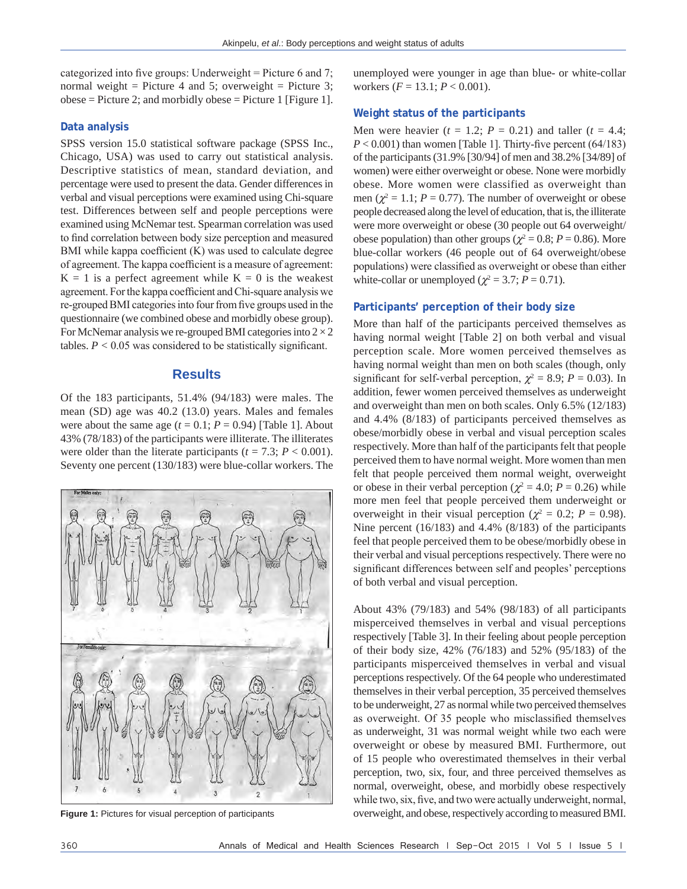categorized into five groups: Underweight = Picture 6 and 7; normal weight = Picture 4 and 5; overweight = Picture 3; obese = Picture 2; and morbidly obese = Picture 1 [Figure 1].

### Data analysis

SPSS version 15.0 statistical software package (SPSS Inc., Chicago, USA) was used to carry out statistical analysis. Descriptive statistics of mean, standard deviation, and percentage were used to present the data. Gender differences in verbal and visual perceptions were examined using Chi-square test. Differences between self and people perceptions were examined using McNemar test. Spearman correlation was used to find correlation between body size perception and measured BMI while kappa coefficient (K) was used to calculate degree of agreement. The kappa coefficient is a measure of agreement: K = 1 is a perfect agreement while K = 0 is the weakest agreement. For the kappa coefficient and Chi-square analysis we re-grouped BMI categories into four from five groups used in the questionnaire (we combined obese and morbidly obese group). For McNemar analysis we re-grouped BMI categories into $2 \times 2$ tables. $P < 0.05$ was considered to be statistically significant.

## Results

Of the 183 participants, 51.4% (94/183) were males. The mean (SD) age was 40.2 (13.0) years. Males and females were about the same age ($t = 0.1$; $P = 0.94$) [Table 1]. About 43% (78/183) of the participants were illiterate. The illiterates were older than the literate participants ($t = 7.3$; $P < 0.001$). Seventy one percent (130/183) were blue-collar workers. The unemployed were younger in age than blue- or white-collar workers ($F = 13.1$; $P < 0.001$).

Figure 1: Pictures for visual perception of participants

### Weight status of the participants

Men were heavier ($t = 1.2$; $P = 0.21$) and taller ($t = 4.4$; $P < 0.001$) than women [Table 1]. Thirty-five percent (64/183) of the participants (31.9% [30/94] of men and 38.2% [34/89] of women) were either overweight or obese. None were morbidly obese. More women were classified as overweight than men ($\chi^2 = 1.1$; $P = 0.77$). The number of overweight or obese people decreased along the level of education, that is, the illiterate were more overweight or obese (30 people out 64 overweight/obese population) than other groups ($\chi^2 = 0.8$; $P = 0.86$). More blue-collar workers (46 people out of 64 overweight/obese populations) were classified as overweight or obese than either white-collar or unemployed ($\chi^2 = 3.7$; $P = 0.71$).

### Participants' perception of their body size

More than half of the participants perceived themselves as having normal weight [Table 2] on both verbal and visual perception scale. More women perceived themselves as having normal weight than men on both scales (though, only significant for self-verbal perception, $\chi^2 = 8.9$; $P = 0.03$). In addition, fewer women perceived themselves as underweight and overweight than men on both scales. Only 6.5% (12/183) and 4.4% (8/183) of participants perceived themselves as obese/morbidly obese in verbal and visual perception scales respectively. More than half of the participants felt that people perceived them to have normal weight. More women than men felt that people perceived them normal weight, overweight or obese in their verbal perception ($\chi^2 = 4.0$; $P = 0.26$) while more men feel that people perceived them underweight or overweight in their visual perception ($\chi^2 = 0.2$; $P = 0.98$). Nine percent (16/183) and 4.4% (8/183) of the participants feel that people perceived them to be obese/morbidly obese in their verbal and visual perceptions respectively. There were no significant differences between self and peoples' perceptions of both verbal and visual perception.

About 43% (79/183) and 54% (98/183) of all participants misperceived themselves in verbal and visual perceptions respectively [Table 3]. In their feeling about people perception of their body size, 42% (76/183) and 52% (95/183) of the participants misperceived themselves in verbal and visual perceptions respectively. Of the 64 people who underestimated themselves in their verbal perception, 35 perceived themselves to be underweight, 27 as normal while two perceived themselves as overweight. Of 35 people who misclassified themselves as underweight, 31 was normal weight while two each were overweight or obese by measured BMI. Furthermore, out of 15 people who overestimated themselves in their verbal perception, two, six, four, and three perceived themselves as normal, overweight, obese, and morbidly obese respectively while two, six, five, and two were actually underweight, normal, overweight, and obese, respectively according to measured BMI.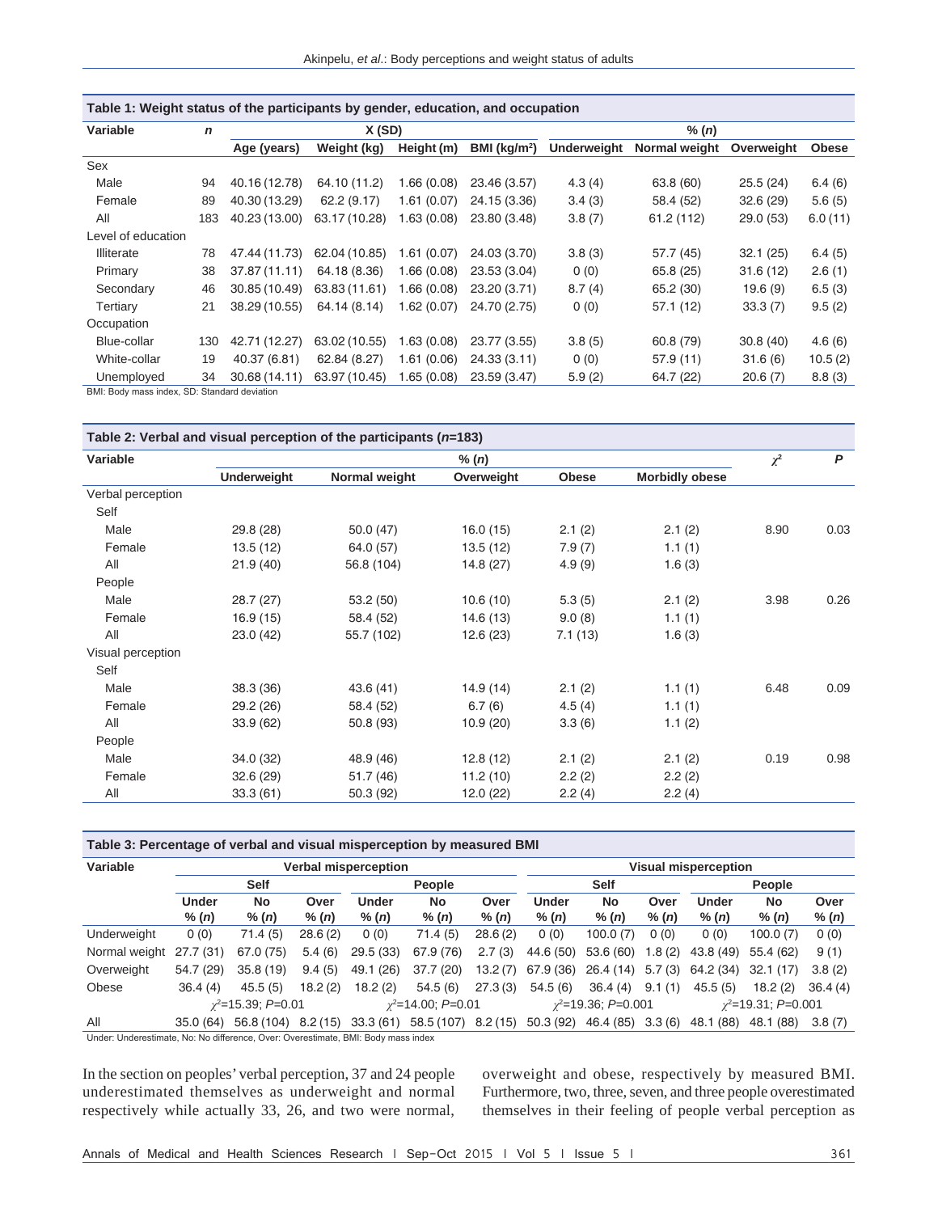**Table 1: Weight status of the participants by gender, education, and occupation**

| Variable | n | X (SD) | | | | % (n) | | | |
|---|---|---|---|---|---|---|---|---|---|
| | | Age (years) | Weight (kg) | Height (m) | BMI (kg/m²) | Underweight | Normal weight | Overweight | Obese |
| Sex | | | | | | | | | |
| Male | 94 | 40.16 (12.78) | 64.10 (11.2) | 1.66 (0.08) | 23.46 (3.57) | 4.3 (4) | 63.8 (60) | 25.5 (24) | 6.4 (6) |
| Female | 89 | 40.30 (13.29) | 62.2 (9.17) | 1.61 (0.07) | 24.15 (3.36) | 3.4 (3) | 58.4 (52) | 32.6 (29) | 5.6 (5) |
| All | 183 | 40.23 (13.00) | 63.17 (10.28) | 1.63 (0.08) | 23.80 (3.48) | 3.8 (7) | 61.2 (112) | 29.0 (53) | 6.0 (11) |
| Level of education | | | | | | | | | |
| Illiterate | 78 | 47.44 (11.73) | 62.04 (10.85) | 1.61 (0.07) | 24.03 (3.70) | 3.8 (3) | 57.7 (45) | 32.1 (25) | 6.4 (5) |
| Primary | 38 | 37.87 (11.11) | 64.18 (8.36) | 1.66 (0.08) | 23.53 (3.04) | 0 (0) | 65.8 (25) | 31.6 (12) | 2.6 (1) |
| Secondary | 46 | 30.85 (10.49) | 63.83 (11.61) | 1.66 (0.08) | 23.20 (3.71) | 8.7 (4) | 65.2 (30) | 19.6 (9) | 6.5 (3) |
| Tertiary | 21 | 38.29 (10.55) | 64.14 (8.14) | 1.62 (0.07) | 24.70 (2.75) | 0 (0) | 57.1 (12) | 33.3 (7) | 9.5 (2) |
| Occupation | | | | | | | | | |
| Blue-collar | 130 | 42.71 (12.27) | 63.02 (10.55) | 1.63 (0.08) | 23.77 (3.55) | 3.8 (5) | 60.8 (79) | 30.8 (40) | 4.6 (6) |
| White-collar | 19 | 40.37 (6.81) | 62.84 (8.27) | 1.61 (0.06) | 24.33 (3.11) | 0 (0) | 57.9 (11) | 31.6 (6) | 10.5 (2) |
| Unemployed | 34 | 30.68 (14.11) | 63.97 (10.45) | 1.65 (0.08) | 23.59 (3.47) | 5.9 (2) | 64.7 (22) | 20.6 (7) | 8.8 (3) |

BMI: Body mass index, SD: Standard deviation

**Table 2: Verbal and visual perception of the participants (n=183)**

| Variable | % (n) | | | | | $\chi^2$ | P |
|---|---|---|---|---|---|---|---|
| | Underweight | Normal weight | Overweight | Obese | Morbidly obese | | |
| Verbal perception | | | | | | | |
| Self | | | | | | | |
| Male | 29.8 (28) | 50.0 (47) | 16.0 (15) | 2.1 (2) | 2.1 (2) | 8.90 | 0.03 |
| Female | 13.5 (12) | 64.0 (57) | 13.5 (12) | 7.9 (7) | 1.1 (1) | | |
| All | 21.9 (40) | 56.8 (104) | 14.8 (27) | 4.9 (9) | 1.6 (3) | | |
| People | | | | | | | |
| Male | 28.7 (27) | 53.2 (50) | 10.6 (10) | 5.3 (5) | 2.1 (2) | 3.98 | 0.26 |
| Female | 16.9 (15) | 58.4 (52) | 14.6 (13) | 9.0 (8) | 1.1 (1) | | |
| All | 23.0 (42) | 55.7 (102) | 12.6 (23) | 7.1 (13) | 1.6 (3) | | |
| Visual perception | | | | | | | |
| Self | | | | | | | |
| Male | 38.3 (36) | 43.6 (41) | 14.9 (14) | 2.1 (2) | 1.1 (1) | 6.48 | 0.09 |
| Female | 29.2 (26) | 58.4 (52) | 6.7 (6) | 4.5 (4) | 1.1 (1) | | |
| All | 33.9 (62) | 50.8 (93) | 10.9 (20) | 3.3 (6) | 1.1 (2) | | |
| People | | | | | | | |
| Male | 34.0 (32) | 48.9 (46) | 12.8 (12) | 2.1 (2) | 2.1 (2) | 0.19 | 0.98 |
| Female | 32.6 (29) | 51.7 (46) | 11.2 (10) | 2.2 (2) | 2.2 (2) | | |
| All | 33.3 (61) | 50.3 (92) | 12.0 (22) | 2.2 (4) | 2.2 (4) | | |

**Table 3: Percentage of verbal and visual misperception by measured BMI**

| Variable | Verbal misperception | | | | | | Visual misperception | | | | | |
|---|---|---|---|---|---|---|---|---|---|---|---|---|
| | Self | | | People | | | Self | | | People | | |
| | Under % (n) | No % (n) | Over % (n) | Under % (n) | No % (n) | Over % (n) | Under % (n) | No % (n) | Over % (n) | Under % (n) | No % (n) | Over % (n) |
| Underweight | 0 (0) | 71.4 (5) | 28.6 (2) | 0 (0) | 71.4 (5) | 28.6 (2) | 0 (0) | 100.0 (7) | 0 (0) | 0 (0) | 100.0 (7) | 0 (0) |
| Normal weight | 27.7 (31) | 67.0 (75) | 5.4 (6) | 29.5 (33) | 67.9 (76) | 2.7 (3) | 44.6 (50) | 53.6 (60) | 1.8 (2) | 43.8 (49) | 55.4 (62) | 9 (1) |
| Overweight | 54.7 (29) | 35.8 (19) | 9.4 (5) | 49.1 (26) | 37.7 (20) | 13.2 (7) | 67.9 (36) | 26.4 (14) | 5.7 (3) | 64.2 (34) | 32.1 (17) | 3.8 (2) |
| Obese | 36.4 (4) | 45.5 (5) | 18.2 (2) | 18.2 (2) | 54.5 (6) | 27.3 (3) | 54.5 (6) | 36.4 (4) | 9.1 (1) | 45.5 (5) | 18.2 (2) | 36.4 (4) |
| | $\chi^2$=15.39; P=0.01 | | | $\chi^2$=14.00; P=0.01 | | | $\chi^2$=19.36; P=0.001 | | | $\chi^2$=19.31; P=0.001 | | |
| All | 35.0 (64) | 56.8 (104) | 8.2 (15) | 33.3 (61) | 58.5 (107) | 8.2 (15) | 50.3 (92) | 46.4 (85) | 3.3 (6) | 48.1 (88) | 48.1 (88) | 3.8 (7) |

Under: Underestimate, No: No difference, Over: Overestimate, BMI: Body mass index

In the section on peoples' verbal perception, 37 and 24 people underestimated themselves as underweight and normal respectively while actually 33, 26, and two were normal, overweight and obese, respectively by measured BMI. Furthermore, two, three, seven, and three people overestimated themselves in their feeling of people verbal perception as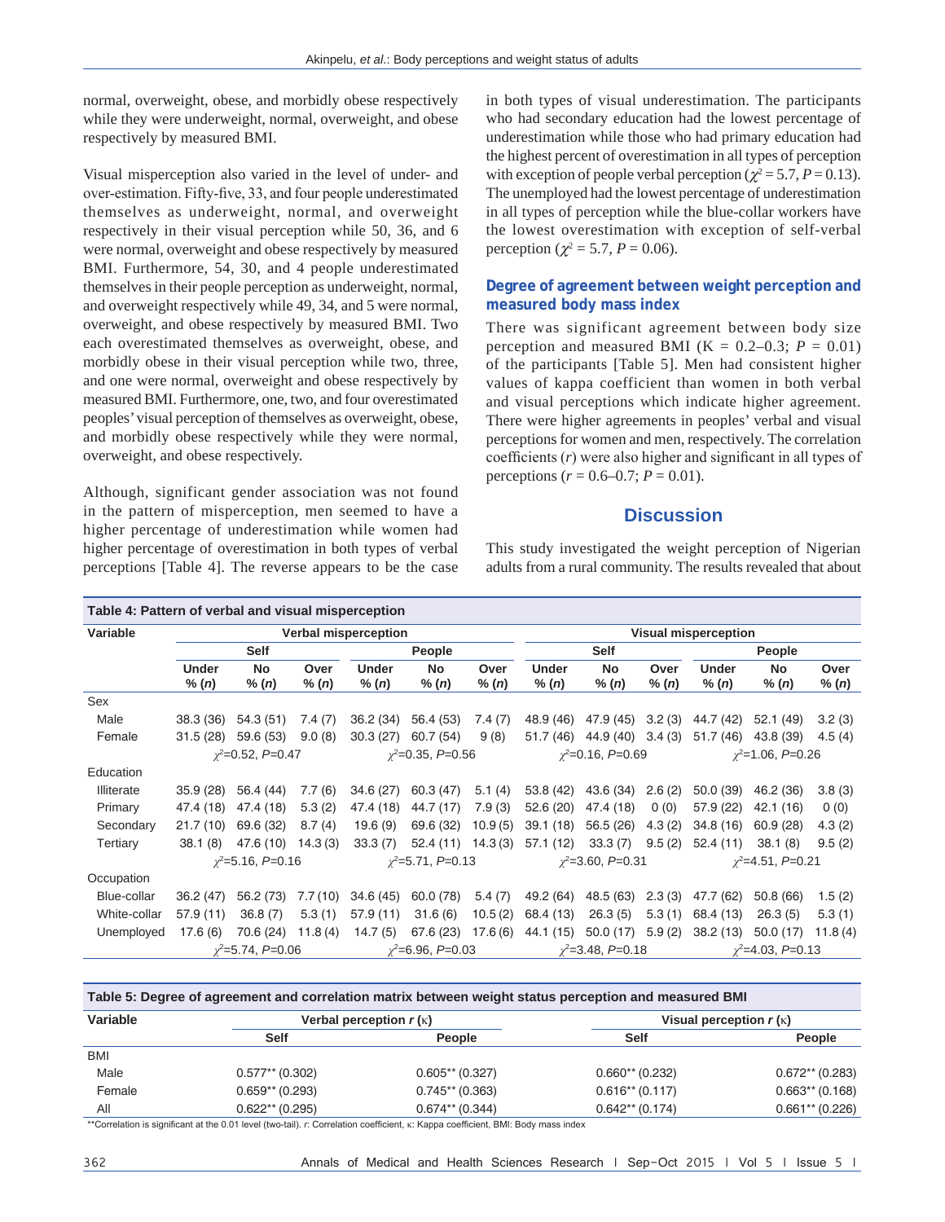normal, overweight, obese, and morbidly obese respectively while they were underweight, normal, overweight, and obese respectively by measured BMI.

Visual misperception also varied in the level of under- and over-estimation. Fifty-five, 33, and four people underestimated themselves as underweight, normal, and overweight respectively in their visual perception while 50, 36, and 6 were normal, overweight and obese respectively by measured BMI. Furthermore, 54, 30, and 4 people underestimated themselves in their people perception as underweight, normal, and overweight respectively while 49, 34, and 5 were normal, overweight, and obese respectively by measured BMI. Two each overestimated themselves as overweight, obese, and morbidly obese in their visual perception while two, three, and one were normal, overweight and obese respectively by measured BMI. Furthermore, one, two, and four overestimated peoples' visual perception of themselves as overweight, obese, and morbidly obese respectively while they were normal, overweight, and obese respectively.

Although, significant gender association was not found in the pattern of misperception, men seemed to have a higher percentage of underestimation while women had higher percentage of overestimation in both types of verbal perceptions [Table 4]. The reverse appears to be the case in both types of visual underestimation. The participants who had secondary education had the lowest percentage of underestimation while those who had primary education had the highest percent of overestimation in all types of perception with exception of people verbal perception ($\chi^2 = 5.7, P = 0.13$). The unemployed had the lowest percentage of underestimation in all types of perception while the blue-collar workers have the lowest overestimation with exception of self-verbal perception ($\chi^2 = 5.7, P = 0.06$).

### Degree of agreement between weight perception and measured body mass index

There was significant agreement between body size perception and measured BMI (K = 0.2–0.3; $P = 0.01$) of the participants [Table 5]. Men had consistent higher values of kappa coefficient than women in both verbal and visual perceptions which indicate higher agreement. There were higher agreements in peoples' verbal and visual perceptions for women and men, respectively. The correlation coefficients ($r$) were also higher and significant in all types of perceptions ($r = 0.6–0.7; P = 0.01$).

## Discussion

This study investigated the weight perception of Nigerian adults from a rural community. The results revealed that about

**Table 4: Pattern of verbal and visual misperception**

| Variable | Verbal misperception | | | | | | Visual misperception | | | | | |
|---|---|---|---|---|---|---|---|---|---|---|---|---|
| | Self | | | People | | | Self | | | People | | |
| | Under % (n) | No % (n) | Over % (n) | Under % (n) | No % (n) | Over % (n) | Under % (n) | No % (n) | Over % (n) | Under % (n) | No % (n) | Over % (n) |
| Sex | | | | | | | | | | | | |
| Male | 38.3 (36) | 54.3 (51) | 7.4 (7) | 36.2 (34) | 56.4 (53) | 7.4 (7) | 48.9 (46) | 47.9 (45) | 3.2 (3) | 44.7 (42) | 52.1 (49) | 3.2 (3) |
| Female | 31.5 (28) | 59.6 (53) | 9.0 (8) | 30.3 (27) | 60.7 (54) | 9 (8) | 51.7 (46) | 44.9 (40) | 3.4 (3) | 51.7 (46) | 43.8 (39) | 4.5 (4) |
| | $\chi^2$=0.52, $P$=0.47 | | | $\chi^2$=0.35, $P$=0.56 | | | $\chi^2$=0.16, $P$=0.69 | | | $\chi^2$=1.06, $P$=0.26 | | |
| Education | | | | | | | | | | | | |
| Illiterate | 35.9 (28) | 56.4 (44) | 7.7 (6) | 34.6 (27) | 60.3 (47) | 5.1 (4) | 53.8 (42) | 43.6 (34) | 2.6 (2) | 50.0 (39) | 46.2 (36) | 3.8 (3) |
| Primary | 47.4 (18) | 47.4 (18) | 5.3 (2) | 47.4 (18) | 44.7 (17) | 7.9 (3) | 52.6 (20) | 47.4 (18) | 0 (0) | 57.9 (22) | 42.1 (16) | 0 (0) |
| Secondary | 21.7 (10) | 69.6 (32) | 8.7 (4) | 19.6 (9) | 69.6 (32) | 10.9 (5) | 39.1 (18) | 56.5 (26) | 4.3 (2) | 34.8 (16) | 60.9 (28) | 4.3 (2) |
| Tertiary | 38.1 (8) | 47.6 (10) | 14.3 (3) | 33.3 (7) | 52.4 (11) | 14.3 (3) | 57.1 (12) | 33.3 (7) | 9.5 (2) | 52.4 (11) | 38.1 (8) | 9.5 (2) |
| | $\chi^2$=5.16, $P$=0.16 | | | $\chi^2$=5.71, $P$=0.13 | | | $\chi^2$=3.60, $P$=0.31 | | | $\chi^2$=4.51, $P$=0.21 | | |
| Occupation | | | | | | | | | | | | |
| Blue-collar | 36.2 (47) | 56.2 (73) | 7.7 (10) | 34.6 (45) | 60.0 (78) | 5.4 (7) | 49.2 (64) | 48.5 (63) | 2.3 (3) | 47.7 (62) | 50.8 (66) | 1.5 (2) |
| White-collar | 57.9 (11) | 36.8 (7) | 5.3 (1) | 57.9 (11) | 31.6 (6) | 10.5 (2) | 68.4 (13) | 26.3 (5) | 5.3 (1) | 68.4 (13) | 26.3 (5) | 5.3 (1) |
| Unemployed | 17.6 (6) | 70.6 (24) | 11.8 (4) | 14.7 (5) | 67.6 (23) | 17.6 (6) | 44.1 (15) | 50.0 (17) | 5.9 (2) | 38.2 (13) | 50.0 (17) | 11.8 (4) |
| | $\chi^2$=5.74, $P$=0.06 | | | $\chi^2$=6.96, $P$=0.03 | | | $\chi^2$=3.48, $P$=0.18 | | | $\chi^2$=4.03, $P$=0.13 | | |

**Table 5: Degree of agreement and correlation matrix between weight status perception and measured BMI**

| Variable | Verbal perception $r$ (κ) | | Visual perception $r$ (κ) | |
|---|---|---|---|---|
| | Self | People | Self | People |
| BMI | | | | |
| Male | 0.577** (0.302) | 0.605** (0.327) | 0.660** (0.232) | 0.672** (0.283) |
| Female | 0.659** (0.293) | 0.745** (0.363) | 0.616** (0.117) | 0.663** (0.168) |
| All | 0.622** (0.295) | 0.674** (0.344) | 0.642** (0.174) | 0.661** (0.226) |

**Correlation is significant at the 0.01 level (two-tail). $r$: Correlation coefficient, κ: Kappa coefficient, BMI: Body mass index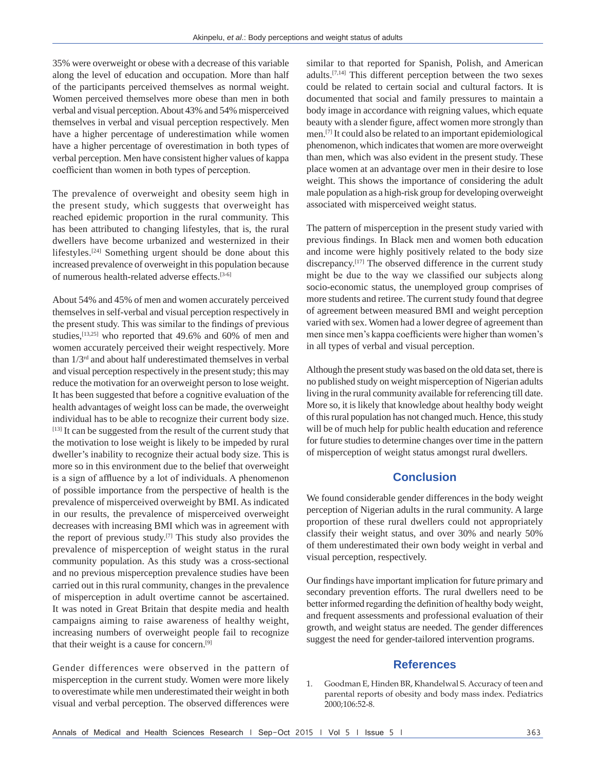35% were overweight or obese with a decrease of this variable along the level of education and occupation. More than half of the participants perceived themselves as normal weight. Women perceived themselves more obese than men in both verbal and visual perception. About 43% and 54% misperceived themselves in verbal and visual perception respectively. Men have a higher percentage of underestimation while women have a higher percentage of overestimation in both types of verbal perception. Men have consistent higher values of kappa coefficient than women in both types of perception.

The prevalence of overweight and obesity seem high in the present study, which suggests that overweight has reached epidemic proportion in the rural community. This has been attributed to changing lifestyles, that is, the rural dwellers have become urbanized and westernized in their lifestyles.[24] Something urgent should be done about this increased prevalence of overweight in this population because of numerous health-related adverse effects.[3-6]

About 54% and 45% of men and women accurately perceived themselves in self-verbal and visual perception respectively in the present study. This was similar to the findings of previous studies,[13,25] who reported that 49.6% and 60% of men and women accurately perceived their weight respectively. More than 1/3rd and about half underestimated themselves in verbal and visual perception respectively in the present study; this may reduce the motivation for an overweight person to lose weight. It has been suggested that before a cognitive evaluation of the health advantages of weight loss can be made, the overweight individual has to be able to recognize their current body size.[13] It can be suggested from the result of the current study that the motivation to lose weight is likely to be impeded by rural dweller's inability to recognize their actual body size. This is more so in this environment due to the belief that overweight is a sign of affluence by a lot of individuals. A phenomenon of possible importance from the perspective of health is the prevalence of misperceived overweight by BMI. As indicated in our results, the prevalence of misperceived overweight decreases with increasing BMI which was in agreement with the report of previous study.[7] This study also provides the prevalence of misperception of weight status in the rural community population. As this study was a cross-sectional and no previous misperception prevalence studies have been carried out in this rural community, changes in the prevalence of misperception in adult overtime cannot be ascertained. It was noted in Great Britain that despite media and health campaigns aiming to raise awareness of healthy weight, increasing numbers of overweight people fail to recognize that their weight is a cause for concern.[9]

Gender differences were observed in the pattern of misperception in the current study. Women were more likely to overestimate while men underestimated their weight in both visual and verbal perception. The observed differences were similar to that reported for Spanish, Polish, and American adults.[7,14] This different perception between the two sexes could be related to certain social and cultural factors. It is documented that social and family pressures to maintain a body image in accordance with reigning values, which equate beauty with a slender figure, affect women more strongly than men.[7] It could also be related to an important epidemiological phenomenon, which indicates that women are more overweight than men, which was also evident in the present study. These place women at an advantage over men in their desire to lose weight. This shows the importance of considering the adult male population as a high-risk group for developing overweight associated with misperceived weight status.

The pattern of misperception in the present study varied with previous findings. In Black men and women both education and income were highly positively related to the body size discrepancy.[17] The observed difference in the current study might be due to the way we classified our subjects along socio-economic status, the unemployed group comprises of more students and retiree. The current study found that degree of agreement between measured BMI and weight perception varied with sex. Women had a lower degree of agreement than men since men's kappa coefficients were higher than women's in all types of verbal and visual perception.

Although the present study was based on the old data set, there is no published study on weight misperception of Nigerian adults living in the rural community available for referencing till date. More so, it is likely that knowledge about healthy body weight of this rural population has not changed much. Hence, this study will be of much help for public health education and reference for future studies to determine changes over time in the pattern of misperception of weight status amongst rural dwellers.

## Conclusion

We found considerable gender differences in the body weight perception of Nigerian adults in the rural community. A large proportion of these rural dwellers could not appropriately classify their weight status, and over 30% and nearly 50% of them underestimated their own body weight in verbal and visual perception, respectively.

Our findings have important implication for future primary and secondary prevention efforts. The rural dwellers need to be better informed regarding the definition of healthy body weight, and frequent assessments and professional evaluation of their growth, and weight status are needed. The gender differences suggest the need for gender-tailored intervention programs.

## References

1. Goodman E, Hinden BR, Khandelwal S. Accuracy of teen and parental reports of obesity and body mass index. Pediatrics 2000;106:52-8.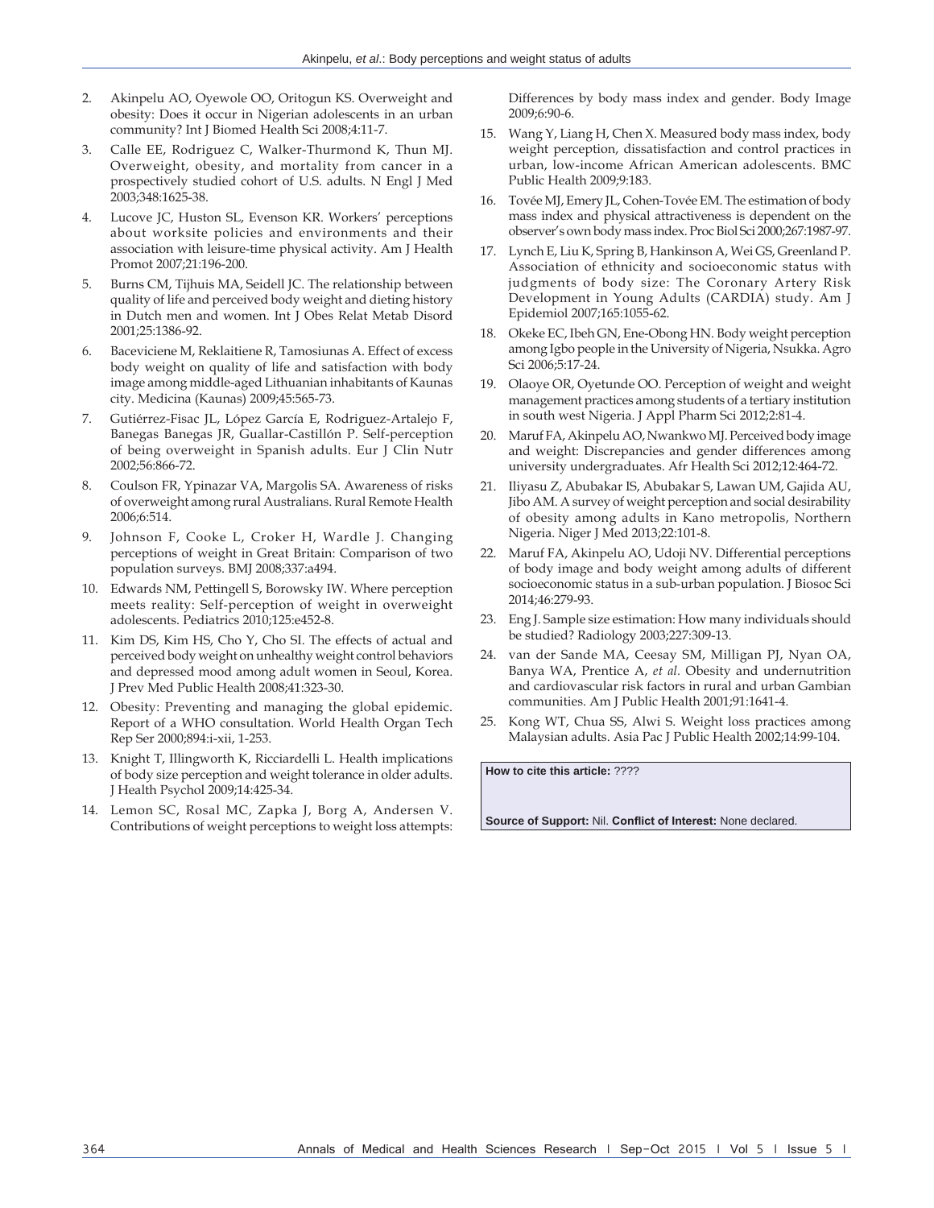2. Akinpelu AO, Oyewole OO, Oritogun KS. Overweight and obesity: Does it occur in Nigerian adolescents in an urban community? Int J Biomed Health Sci 2008;4:11-7.
3. Calle EE, Rodriguez C, Walker-Thurmond K, Thun MJ. Overweight, obesity, and mortality from cancer in a prospectively studied cohort of U.S. adults. N Engl J Med 2003;348:1625-38.
4. Lucove JC, Huston SL, Evenson KR. Workers' perceptions about worksite policies and environments and their association with leisure-time physical activity. Am J Health Promot 2007;21:196-200.
5. Burns CM, Tijhuis MA, Seidell JC. The relationship between quality of life and perceived body weight and dieting history in Dutch men and women. Int J Obes Relat Metab Disord 2001;25:1386-92.
6. Baceviciene M, Reklaitiene R, Tamosiunas A. Effect of excess body weight on quality of life and satisfaction with body image among middle-aged Lithuanian inhabitants of Kaunas city. Medicina (Kaunas) 2009;45:565-73.
7. Gutiérrez-Fisac JL, López García E, Rodriguez-Artalejo F, Banegas Banegas JR, Guallar-Castillón P. Self-perception of being overweight in Spanish adults. Eur J Clin Nutr 2002;56:866-72.
8. Coulson FR, Ypinazar VA, Margolis SA. Awareness of risks of overweight among rural Australians. Rural Remote Health 2006;6:514.
9. Johnson F, Cooke L, Croker H, Wardle J. Changing perceptions of weight in Great Britain: Comparison of two population surveys. BMJ 2008;337:a494.
10. Edwards NM, Pettingell S, Borowsky IW. Where perception meets reality: Self-perception of weight in overweight adolescents. Pediatrics 2010;125:e452-8.
11. Kim DS, Kim HS, Cho Y, Cho SI. The effects of actual and perceived body weight on unhealthy weight control behaviors and depressed mood among adult women in Seoul, Korea. J Prev Med Public Health 2008;41:323-30.
12. Obesity: Preventing and managing the global epidemic. Report of a WHO consultation. World Health Organ Tech Rep Ser 2000;894:i-xii, 1-253.
13. Knight T, Illingworth K, Ricciardelli L. Health implications of body size perception and weight tolerance in older adults. J Health Psychol 2009;14:425-34.
14. Lemon SC, Rosal MC, Zapka J, Borg A, Andersen V. Contributions of weight perceptions to weight loss attempts: Differences by body mass index and gender. Body Image 2009;6:90-6.
15. Wang Y, Liang H, Chen X. Measured body mass index, body weight perception, dissatisfaction and control practices in urban, low-income African American adolescents. BMC Public Health 2009;9:183.
16. Tovée MJ, Emery JL, Cohen-Tovée EM. The estimation of body mass index and physical attractiveness is dependent on the observer's own body mass index. Proc Biol Sci 2000;267:1987-97.
17. Lynch E, Liu K, Spring B, Hankinson A, Wei GS, Greenland P. Association of ethnicity and socioeconomic status with judgments of body size: The Coronary Artery Risk Development in Young Adults (CARDIA) study. Am J Epidemiol 2007;165:1055-62.
18. Okeke EC, Ibeh GN, Ene-Obong HN. Body weight perception among Igbo people in the University of Nigeria, Nsukka. Agro Sci 2006;5:17-24.
19. Olaoye OR, Oyetunde OO. Perception of weight and weight management practices among students of a tertiary institution in south west Nigeria. J Appl Pharm Sci 2012;2:81-4.
20. Maruf FA, Akinpelu AO, Nwankwo MJ. Perceived body image and weight: Discrepancies and gender differences among university undergraduates. Afr Health Sci 2012;12:464-72.
21. Iliyasu Z, Abubakar IS, Abubakar S, Lawan UM, Gajida AU, Jibo AM. A survey of weight perception and social desirability of obesity among adults in Kano metropolis, Northern Nigeria. Niger J Med 2013;22:101-8.
22. Maruf FA, Akinpelu AO, Udoji NV. Differential perceptions of body image and body weight among adults of different socioeconomic status in a sub-urban population. J Biosoc Sci 2014;46:279-93.
23. Eng J. Sample size estimation: How many individuals should be studied? Radiology 2003;227:309-13.
24. van der Sande MA, Ceesay SM, Milligan PJ, Nyan OA, Banya WA, Prentice A, *et al*. Obesity and undernutrition and cardiovascular risk factors in rural and urban Gambian communities. Am J Public Health 2001;91:1641-4.
25. Kong WT, Chua SS, Alwi S. Weight loss practices among Malaysian adults. Asia Pac J Public Health 2002;14:99-104.

**How to cite this article:** ????

**Source of Support:** Nil. **Conflict of Interest:** None declared.